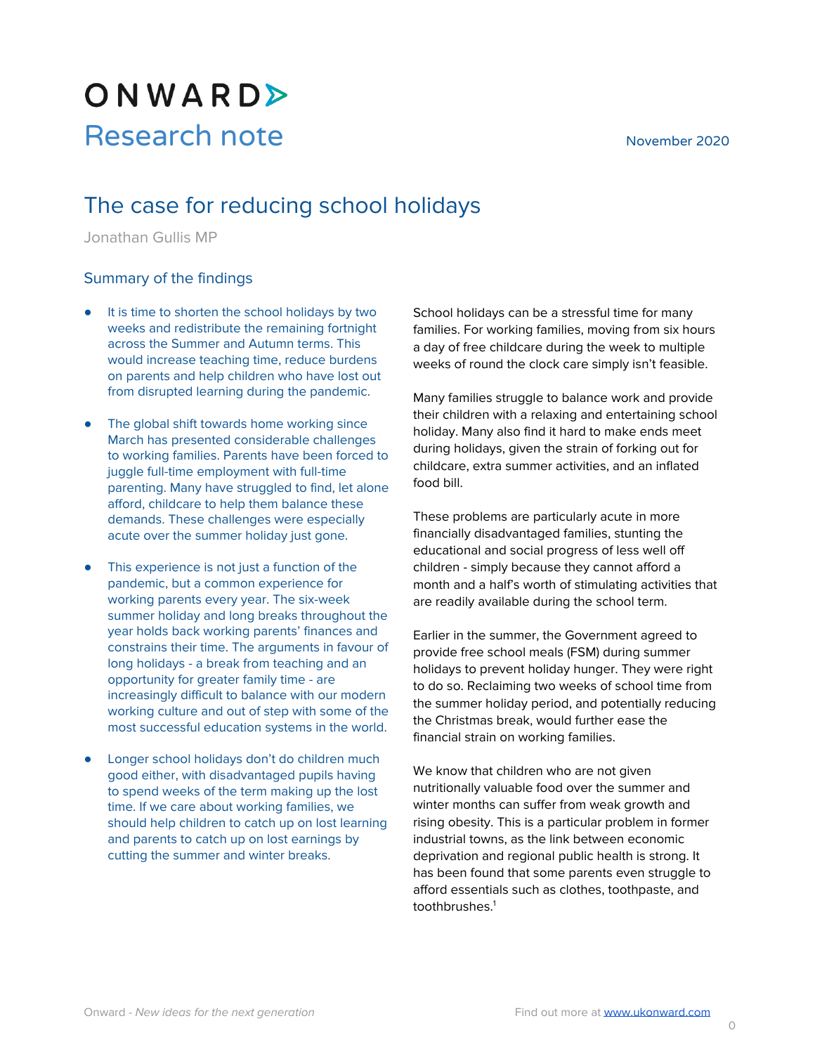# ONWARD

## Research note

November 2020

# The case for reducing school holidays

Jonathan Gullis MP

## Summary of the findings

- It is time to shorten the school holidays by two weeks and redistribute the remaining fortnight across the Summer and Autumn terms. This would increase teaching time, reduce burdens on parents and help children who have lost out from disrupted learning during the pandemic.

- The global shift towards home working since March has presented considerable challenges to working families. Parents have been forced to juggle full-time employment with full-time parenting. Many have struggled to find, let alone afford, childcare to help them balance these demands. These challenges were especially acute over the summer holiday just gone.

- This experience is not just a function of the pandemic, but a common experience for working parents every year. The six-week summer holiday and long breaks throughout the year holds back working parents' finances and constrains their time. The arguments in favour of long holidays - a break from teaching and an opportunity for greater family time - are increasingly difficult to balance with our modern working culture and out of step with some of the most successful education systems in the world.

- Longer school holidays don't do children much good either, with disadvantaged pupils having to spend weeks of the term making up the lost time. If we care about working families, we should help children to catch up on lost learning and parents to catch up on lost earnings by cutting the summer and winter breaks.

School holidays can be a stressful time for many families. For working families, moving from six hours a day of free childcare during the week to multiple weeks of round the clock care simply isn't feasible.

Many families struggle to balance work and provide their children with a relaxing and entertaining school holiday. Many also find it hard to make ends meet during holidays, given the strain of forking out for childcare, extra summer activities, and an inflated food bill.

These problems are particularly acute in more financially disadvantaged families, stunting the educational and social progress of less well off children - simply because they cannot afford a month and a half's worth of stimulating activities that are readily available during the school term.

Earlier in the summer, the Government agreed to provide free school meals (FSM) during summer holidays to prevent holiday hunger. They were right to do so. Reclaiming two weeks of school time from the summer holiday period, and potentially reducing the Christmas break, would further ease the financial strain on working families.

We know that children who are not given nutritionally valuable food over the summer and winter months can suffer from weak growth and rising obesity. This is a particular problem in former industrial towns, as the link between economic deprivation and regional public health is strong. It has been found that some parents even struggle to afford essentials such as clothes, toothpaste, and toothbrushes.[1]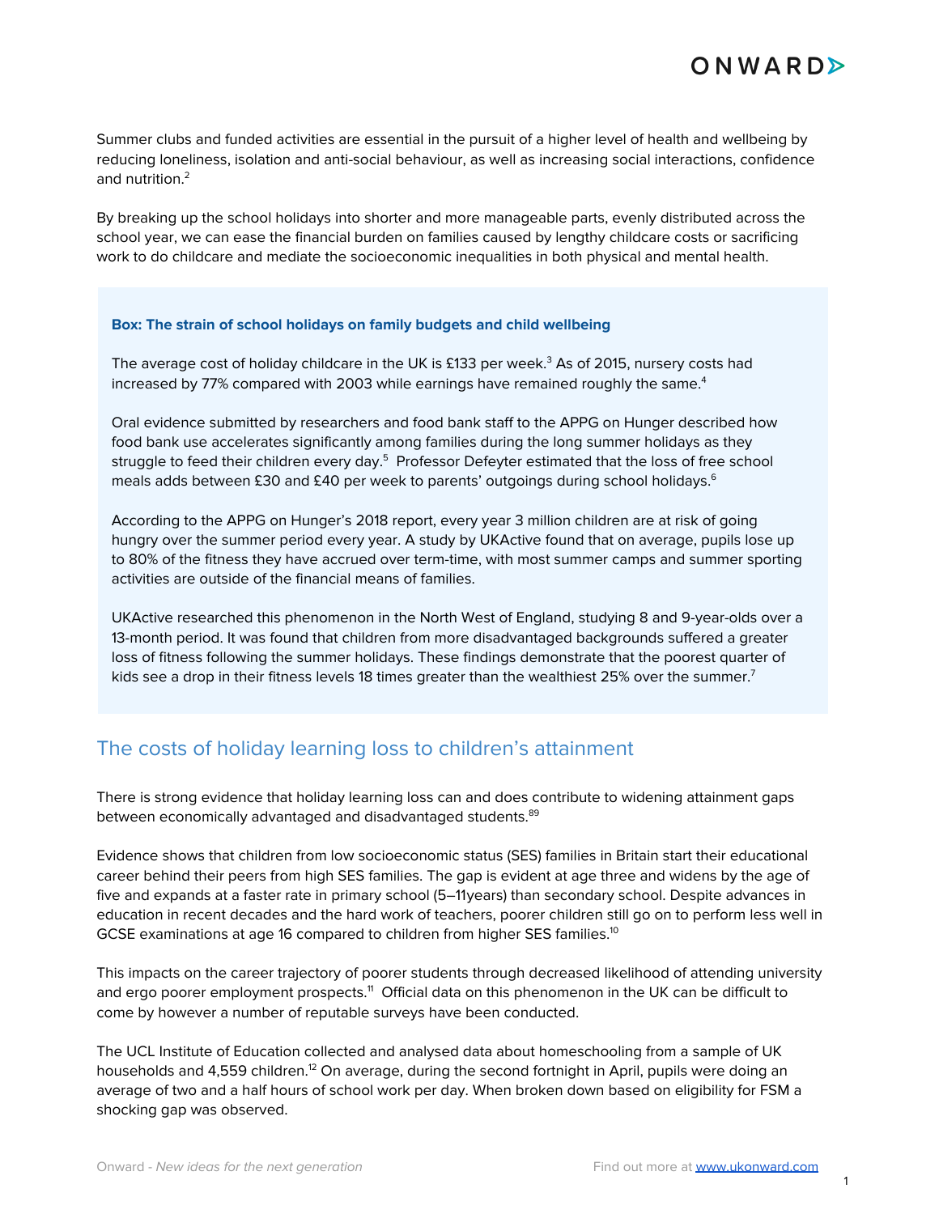Summer clubs and funded activities are essential in the pursuit of a higher level of health and wellbeing by reducing loneliness, isolation and anti-social behaviour, as well as increasing social interactions, confidence and nutrition.[2]

By breaking up the school holidays into shorter and more manageable parts, evenly distributed across the school year, we can ease the financial burden on families caused by lengthy childcare costs or sacrificing work to do childcare and mediate the socioeconomic inequalities in both physical and mental health.

**Box: The strain of school holidays on family budgets and child wellbeing**

The average cost of holiday childcare in the UK is £133 per week.[3] As of 2015, nursery costs had increased by 77% compared with 2003 while earnings have remained roughly the same.[4]

Oral evidence submitted by researchers and food bank staff to the APPG on Hunger described how food bank use accelerates significantly among families during the long summer holidays as they struggle to feed their children every day.[5] Professor Defeyter estimated that the loss of free school meals adds between £30 and £40 per week to parents' outgoings during school holidays.[6]

According to the APPG on Hunger's 2018 report, every year 3 million children are at risk of going hungry over the summer period every year. A study by UKActive found that on average, pupils lose up to 80% of the fitness they have accrued over term-time, with most summer camps and summer sporting activities are outside of the financial means of families.

UKActive researched this phenomenon in the North West of England, studying 8 and 9-year-olds over a 13-month period. It was found that children from more disadvantaged backgrounds suffered a greater loss of fitness following the summer holidays. These findings demonstrate that the poorest quarter of kids see a drop in their fitness levels 18 times greater than the wealthiest 25% over the summer.[7]

## The costs of holiday learning loss to children's attainment

There is strong evidence that holiday learning loss can and does contribute to widening attainment gaps between economically advantaged and disadvantaged students.[8,9]

Evidence shows that children from low socioeconomic status (SES) families in Britain start their educational career behind their peers from high SES families. The gap is evident at age three and widens by the age of five and expands at a faster rate in primary school (5–11years) than secondary school. Despite advances in education in recent decades and the hard work of teachers, poorer children still go on to perform less well in GCSE examinations at age 16 compared to children from higher SES families.[10]

This impacts on the career trajectory of poorer students through decreased likelihood of attending university and ergo poorer employment prospects.[11] Official data on this phenomenon in the UK can be difficult to come by however a number of reputable surveys have been conducted.

The UCL Institute of Education collected and analysed data about homeschooling from a sample of UK households and 4,559 children.[12] On average, during the second fortnight in April, pupils were doing an average of two and a half hours of school work per day. When broken down based on eligibility for FSM a shocking gap was observed.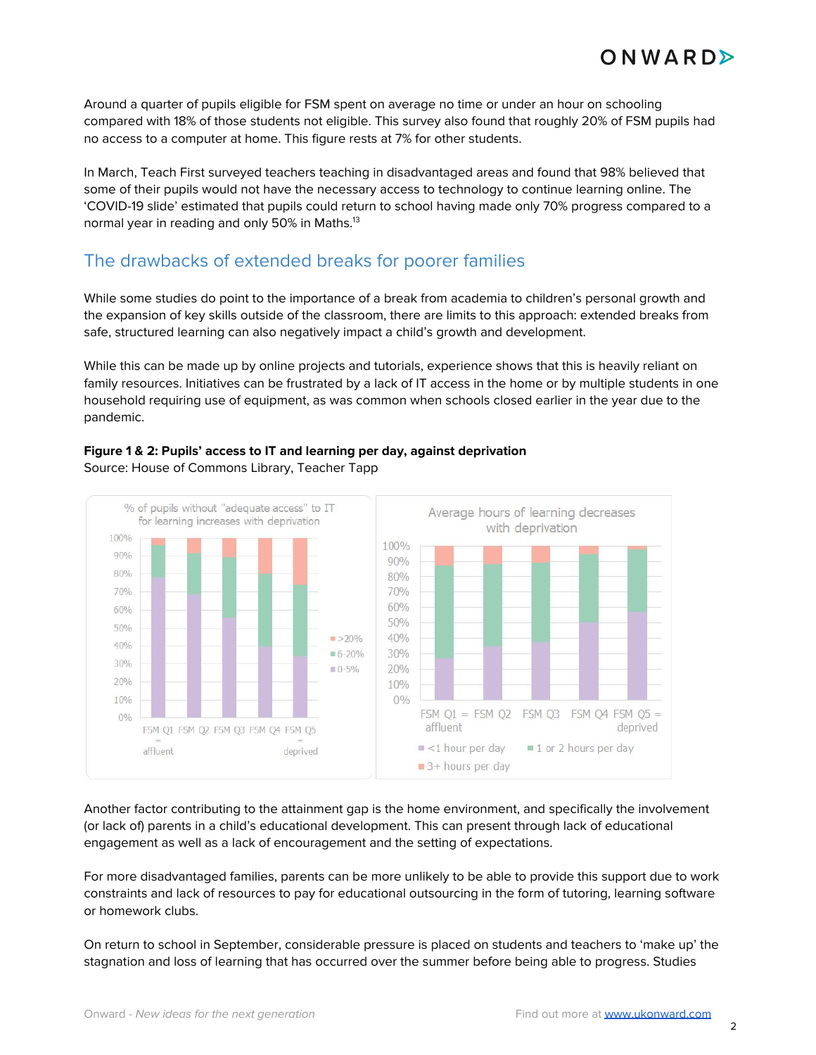Around a quarter of pupils eligible for FSM spent on average no time or under an hour on schooling compared with 18% of those students not eligible. This survey also found that roughly 20% of FSM pupils had no access to a computer at home. This figure rests at 7% for other students.

In March, Teach First surveyed teachers teaching in disadvantaged areas and found that 98% believed that some of their pupils would not have the necessary access to technology to continue learning online. The 'COVID-19 slide' estimated that pupils could return to school having made only 70% progress compared to a normal year in reading and only 50% in Maths.[13]

## The drawbacks of extended breaks for poorer families

While some studies do point to the importance of a break from academia to children's personal growth and the expansion of key skills outside of the classroom, there are limits to this approach: extended breaks from safe, structured learning can also negatively impact a child's growth and development.

While this can be made up by online projects and tutorials, experience shows that this is heavily reliant on family resources. Initiatives can be frustrated by a lack of IT access in the home or by multiple students in one household requiring use of equipment, as was common when schools closed earlier in the year due to the pandemic.

**Figure 1 & 2: Pupils' access to IT and learning per day, against deprivation**
Source: House of Commons Library, Teacher Tapp

% of pupils without "adequate access" to IT for learning increases with deprivation

(Stacked bars for FSM Q1 = affluent, FSM Q2, FSM Q3, FSM Q4, FSM Q5 = deprived; legend: >20%, 6-20%, 0-5%)

Average hours of learning decreases with deprivation

(Stacked bars for FSM Q1 = affluent, FSM Q2, FSM Q3, FSM Q4, FSM Q5 = deprived; legend: <1 hour per day, 1 or 2 hours per day, 3+ hours per day)

Another factor contributing to the attainment gap is the home environment, and specifically the involvement (or lack of) parents in a child's educational development. This can present through lack of educational engagement as well as a lack of encouragement and the setting of expectations.

For more disadvantaged families, parents can be more unlikely to be able to provide this support due to work constraints and lack of resources to pay for educational outsourcing in the form of tutoring, learning software or homework clubs.

On return to school in September, considerable pressure is placed on students and teachers to 'make up' the stagnation and loss of learning that has occurred over the summer before being able to progress. Studies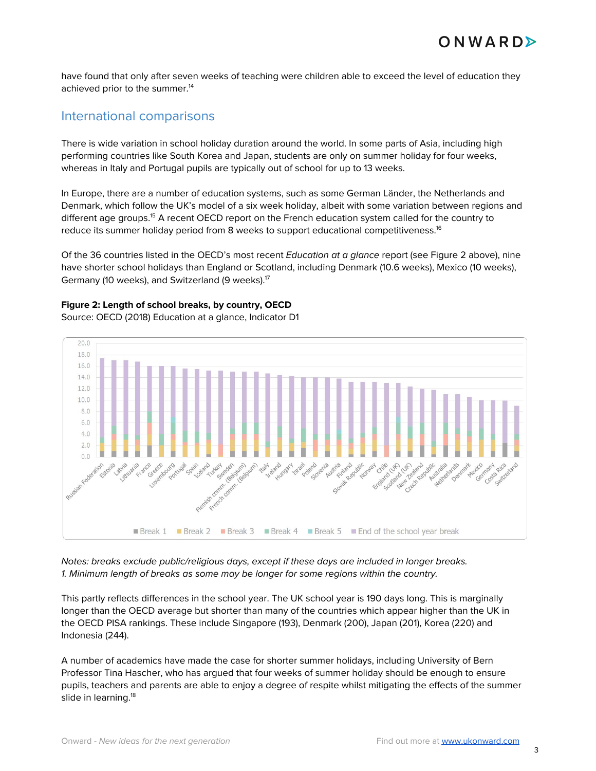have found that only after seven weeks of teaching were children able to exceed the level of education they achieved prior to the summer.[14]

## International comparisons

There is wide variation in school holiday duration around the world. In some parts of Asia, including high performing countries like South Korea and Japan, students are only on summer holiday for four weeks, whereas in Italy and Portugal pupils are typically out of school for up to 13 weeks.

In Europe, there are a number of education systems, such as some German Länder, the Netherlands and Denmark, which follow the UK's model of a six week holiday, albeit with some variation between regions and different age groups.[15] A recent OECD report on the French education system called for the country to reduce its summer holiday period from 8 weeks to support educational competitiveness.[16]

Of the 36 countries listed in the OECD's most recent *Education at a glance* report (see Figure 2 above), nine have shorter school holidays than England or Scotland, including Denmark (10.6 weeks), Mexico (10 weeks), Germany (10 weeks), and Switzerland (9 weeks).[17]

**Figure 2: Length of school breaks, by country, OECD**
Source: OECD (2018) Education at a glance, Indicator D1

*Notes: breaks exclude public/religious days, except if these days are included in longer breaks.*
*1. Minimum length of breaks as some may be longer for some regions within the country.*

This partly reflects differences in the school year. The UK school year is 190 days long. This is marginally longer than the OECD average but shorter than many of the countries which appear higher than the UK in the OECD PISA rankings. These include Singapore (193), Denmark (200), Japan (201), Korea (220) and Indonesia (244).

A number of academics have made the case for shorter summer holidays, including University of Bern Professor Tina Hascher, who has argued that four weeks of summer holiday should be enough to ensure pupils, teachers and parents are able to enjoy a degree of respite whilst mitigating the effects of the summer slide in learning.[18]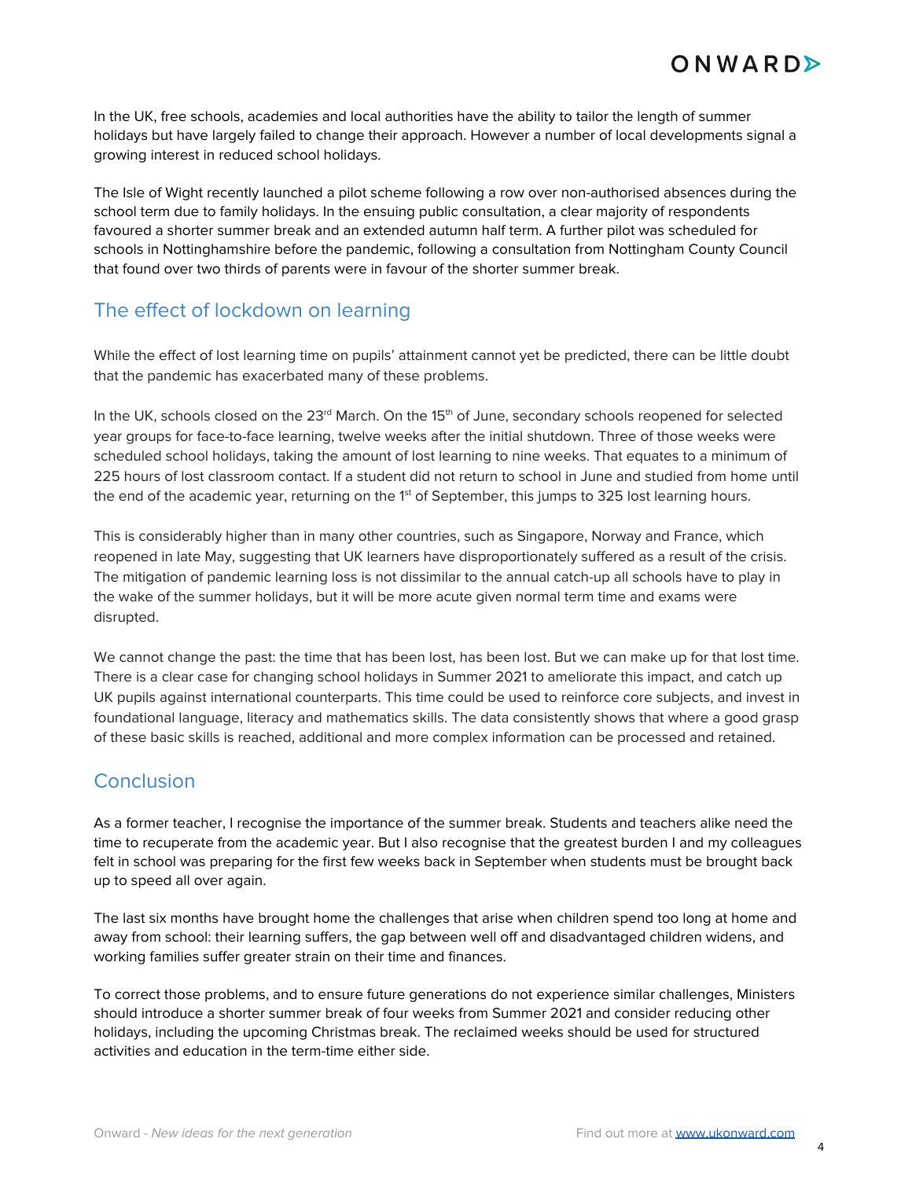In the UK, free schools, academies and local authorities have the ability to tailor the length of summer holidays but have largely failed to change their approach. However a number of local developments signal a growing interest in reduced school holidays.

The Isle of Wight recently launched a pilot scheme following a row over non-authorised absences during the school term due to family holidays. In the ensuing public consultation, a clear majority of respondents favoured a shorter summer break and an extended autumn half term. A further pilot was scheduled for schools in Nottinghamshire before the pandemic, following a consultation from Nottingham County Council that found over two thirds of parents were in favour of the shorter summer break.

## The effect of lockdown on learning

While the effect of lost learning time on pupils' attainment cannot yet be predicted, there can be little doubt that the pandemic has exacerbated many of these problems.

In the UK, schools closed on the 23rd March. On the 15th of June, secondary schools reopened for selected year groups for face-to-face learning, twelve weeks after the initial shutdown. Three of those weeks were scheduled school holidays, taking the amount of lost learning to nine weeks. That equates to a minimum of 225 hours of lost classroom contact. If a student did not return to school in June and studied from home until the end of the academic year, returning on the 1st of September, this jumps to 325 lost learning hours.

This is considerably higher than in many other countries, such as Singapore, Norway and France, which reopened in late May, suggesting that UK learners have disproportionately suffered as a result of the crisis. The mitigation of pandemic learning loss is not dissimilar to the annual catch-up all schools have to play in the wake of the summer holidays, but it will be more acute given normal term time and exams were disrupted.

We cannot change the past: the time that has been lost, has been lost. But we can make up for that lost time. There is a clear case for changing school holidays in Summer 2021 to ameliorate this impact, and catch up UK pupils against international counterparts. This time could be used to reinforce core subjects, and invest in foundational language, literacy and mathematics skills. The data consistently shows that where a good grasp of these basic skills is reached, additional and more complex information can be processed and retained.

## Conclusion

As a former teacher, I recognise the importance of the summer break. Students and teachers alike need the time to recuperate from the academic year. But I also recognise that the greatest burden I and my colleagues felt in school was preparing for the first few weeks back in September when students must be brought back up to speed all over again.

The last six months have brought home the challenges that arise when children spend too long at home and away from school: their learning suffers, the gap between well off and disadvantaged children widens, and working families suffer greater strain on their time and finances.

To correct those problems, and to ensure future generations do not experience similar challenges, Ministers should introduce a shorter summer break of four weeks from Summer 2021 and consider reducing other holidays, including the upcoming Christmas break. The reclaimed weeks should be used for structured activities and education in the term-time either side.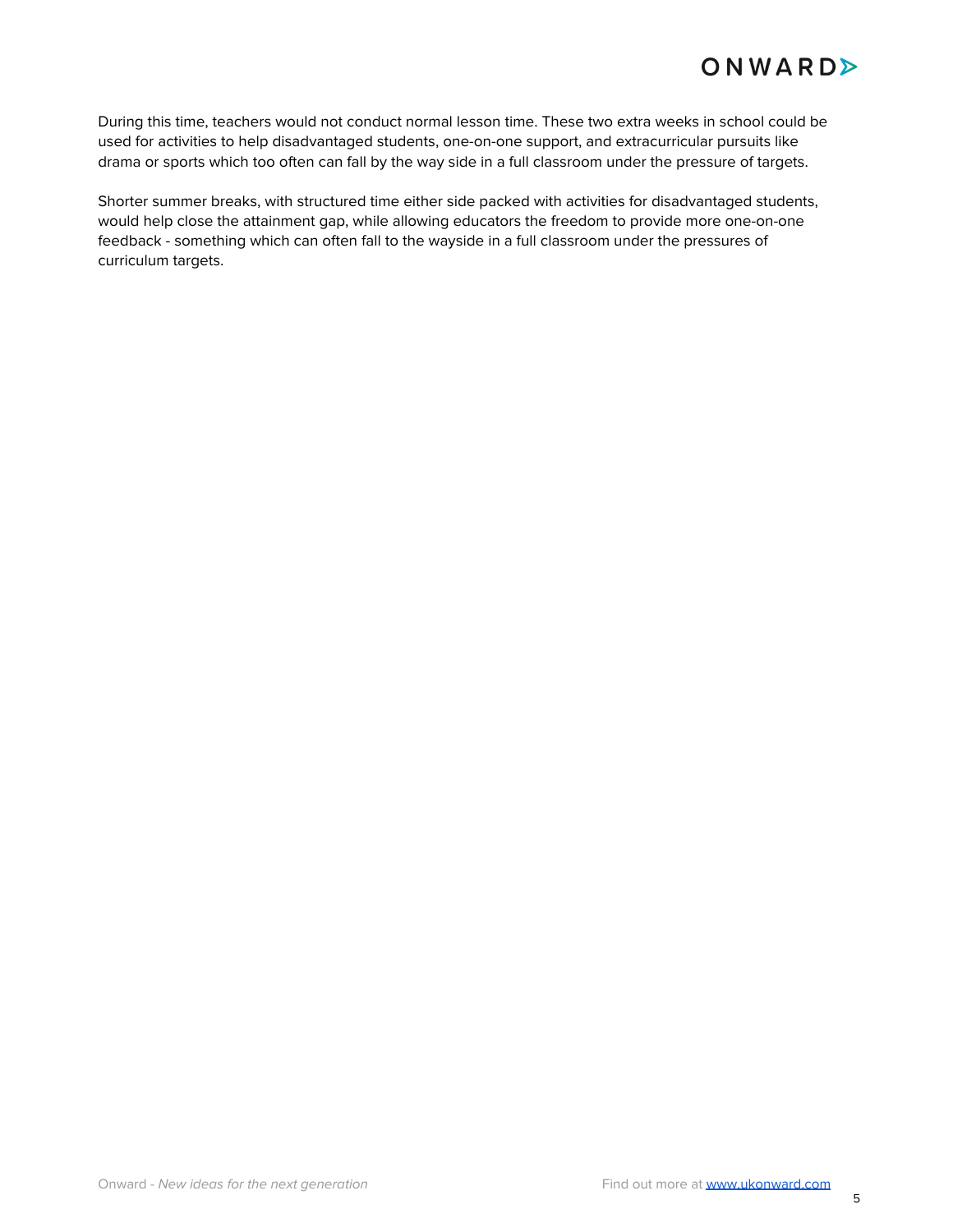During this time, teachers would not conduct normal lesson time. These two extra weeks in school could be used for activities to help disadvantaged students, one-on-one support, and extracurricular pursuits like drama or sports which too often can fall by the way side in a full classroom under the pressure of targets.

Shorter summer breaks, with structured time either side packed with activities for disadvantaged students, would help close the attainment gap, while allowing educators the freedom to provide more one-on-one feedback - something which can often fall to the wayside in a full classroom under the pressures of curriculum targets.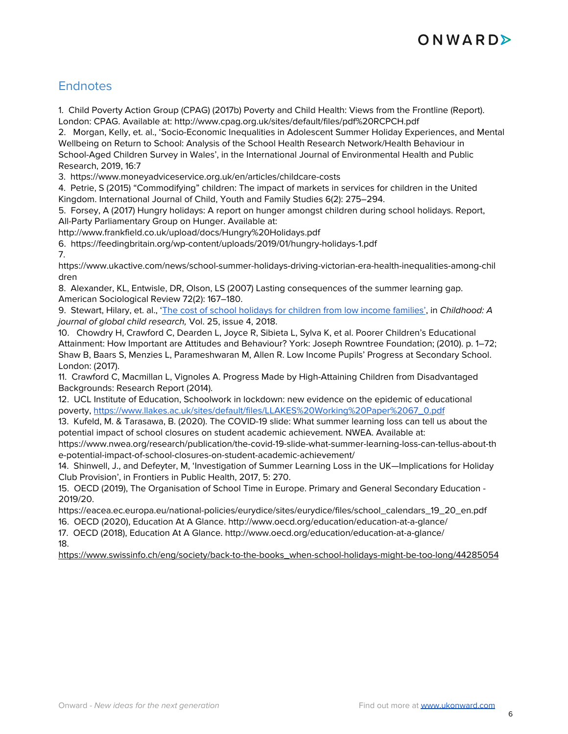## Endnotes

1. Child Poverty Action Group (CPAG) (2017b) Poverty and Child Health: Views from the Frontline (Report). London: CPAG. Available at: http://www.cpag.org.uk/sites/default/files/pdf%20RCPCH.pdf
2. Morgan, Kelly, et. al., 'Socio-Economic Inequalities in Adolescent Summer Holiday Experiences, and Mental Wellbeing on Return to School: Analysis of the School Health Research Network/Health Behaviour in School-Aged Children Survey in Wales', in the International Journal of Environmental Health and Public Research, 2019, 16:7
3. https://www.moneyadviceservice.org.uk/en/articles/childcare-costs
4. Petrie, S (2015) "Commodifying" children: The impact of markets in services for children in the United Kingdom. International Journal of Child, Youth and Family Studies 6(2): 275–294.
5. Forsey, A (2017) Hungry holidays: A report on hunger amongst children during school holidays. Report, All-Party Parliamentary Group on Hunger. Available at: http://www.frankfield.co.uk/upload/docs/Hungry%20Holidays.pdf
6. https://feedingbritain.org/wp-content/uploads/2019/01/hungry-holidays-1.pdf
7. https://www.ukactive.com/news/school-summer-holidays-driving-victorian-era-health-inequalities-among-children
8. Alexander, KL, Entwisle, DR, Olson, LS (2007) Lasting consequences of the summer learning gap. American Sociological Review 72(2): 167–180.
9. Stewart, Hilary, et. al., '[The cost of school holidays for children from low income families](The cost of school holidays for children from low income families)', in *Childhood: A journal of global child research,* Vol. 25, issue 4, 2018.
10. Chowdry H, Crawford C, Dearden L, Joyce R, Sibieta L, Sylva K, et al. Poorer Children's Educational Attainment: How Important are Attitudes and Behaviour? York: Joseph Rowntree Foundation; (2010). p. 1–72; Shaw B, Baars S, Menzies L, Parameshwaran M, Allen R. Low Income Pupils' Progress at Secondary School. London: (2017).
11. Crawford C, Macmillan L, Vignoles A. Progress Made by High-Attaining Children from Disadvantaged Backgrounds: Research Report (2014).
12. UCL Institute of Education, Schoolwork in lockdown: new evidence on the epidemic of educational poverty, [https://www.llakes.ac.uk/sites/default/files/LLAKES%20Working%20Paper%2067_0.pdf](https://www.llakes.ac.uk/sites/default/files/LLAKES%20Working%20Paper%2067_0.pdf)
13. Kufeld, M. & Tarasawa, B. (2020). The COVID-19 slide: What summer learning loss can tell us about the potential impact of school closures on student academic achievement. NWEA. Available at: https://www.nwea.org/research/publication/the-covid-19-slide-what-summer-learning-loss-can-tellus-about-the-potential-impact-of-school-closures-on-student-academic-achievement/
14. Shinwell, J., and Defeyter, M, 'Investigation of Summer Learning Loss in the UK—Implications for Holiday Club Provision', in Frontiers in Public Health, 2017, 5: 270.
15. OECD (2019), The Organisation of School Time in Europe. Primary and General Secondary Education - 2019/20. https://eacea.ec.europa.eu/national-policies/eurydice/sites/eurydice/files/school_calendars_19_20_en.pdf
16. OECD (2020), Education At A Glance. http://www.oecd.org/education/education-at-a-glance/
17. OECD (2018), Education At A Glance. http://www.oecd.org/education/education-at-a-glance/
18. https://www.swissinfo.ch/eng/society/back-to-the-books_when-school-holidays-might-be-too-long/44285054